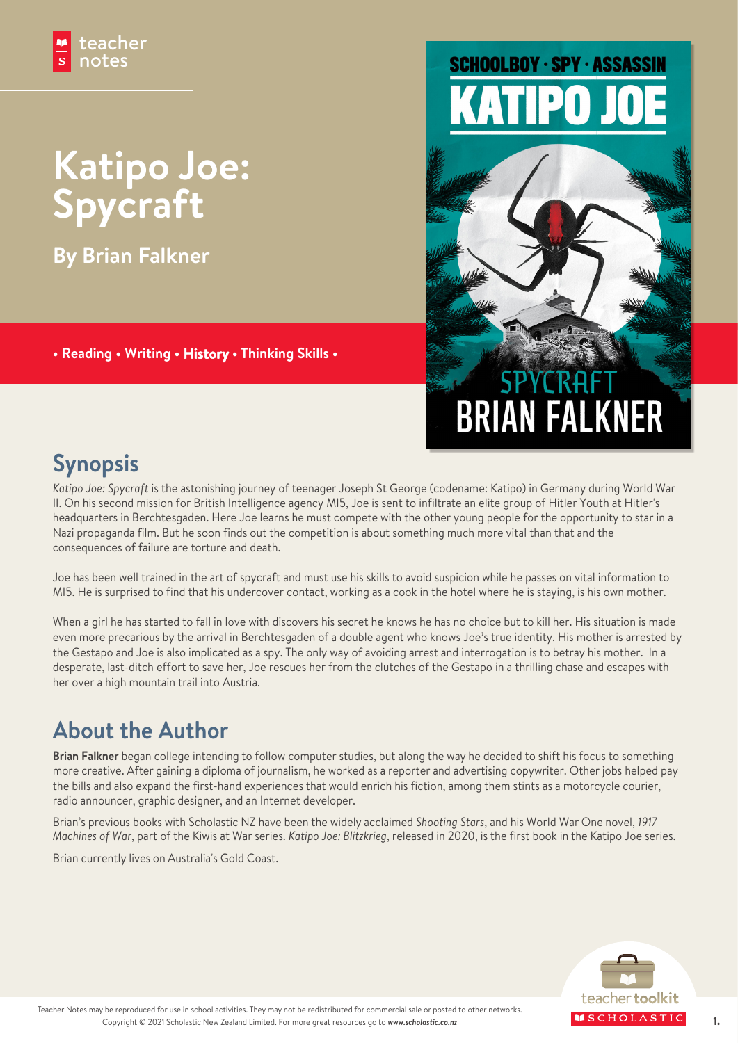teacher notes

# Katipo Joe: Spycraft

**By Brian Falkner**

• Reading • Writing • **History** • Thinking Skills •

## Synopsis

*Katipo Joe: Spycraft* is the astonishing journey of teenager Joseph St George (codename: Katipo) in Germany during World War II. On his second mission for British Intelligence agency MI5, Joe is sent to infiltrate an elite group of Hitler Youth at Hitler's headquarters in Berchtesgaden. Here Joe learns he must compete with the other young people for the opportunity to star in a Nazi propaganda film. But he soon finds out the competition is about something much more vital than that and the consequences of failure are torture and death.

Joe has been well trained in the art of spycraft and must use his skills to avoid suspicion while he passes on vital information to MI5. He is surprised to find that his undercover contact, working as a cook in the hotel where he is staying, is his own mother.

When a girl he has started to fall in love with discovers his secret he knows he has no choice but to kill her. His situation is made even more precarious by the arrival in Berchtesgaden of a double agent who knows Joe's true identity. His mother is arrested by the Gestapo and Joe is also implicated as a spy. The only way of avoiding arrest and interrogation is to betray his mother. In a desperate, last-ditch effort to save her, Joe rescues her from the clutches of the Gestapo in a thrilling chase and escapes with her over a high mountain trail into Austria.

## About the Author

**Brian Falkner** began college intending to follow computer studies, but along the way he decided to shift his focus to something more creative. After gaining a diploma of journalism, he worked as a reporter and advertising copywriter. Other jobs helped pay the bills and also expand the first-hand experiences that would enrich his fiction, among them stints as a motorcycle courier, radio announcer, graphic designer, and an Internet developer.

Brian's previous books with Scholastic NZ have been the widely acclaimed *Shooting Stars*, and his World War One novel, *1917 Machines of War*, part of the Kiwis at War series. *Katipo Joe: Blitzkrieg*, released in 2020, is the first book in the Katipo Joe series.

Brian currently lives on Australia's Gold Coast.

Teacher Notes may be reproduced for use in school activities. They may not be redistributed for commercial sale or posted to other networks. Copyright © 2021 Scholastic New Zealand Limited. For more great resources go to *www.scholastic.co.nz*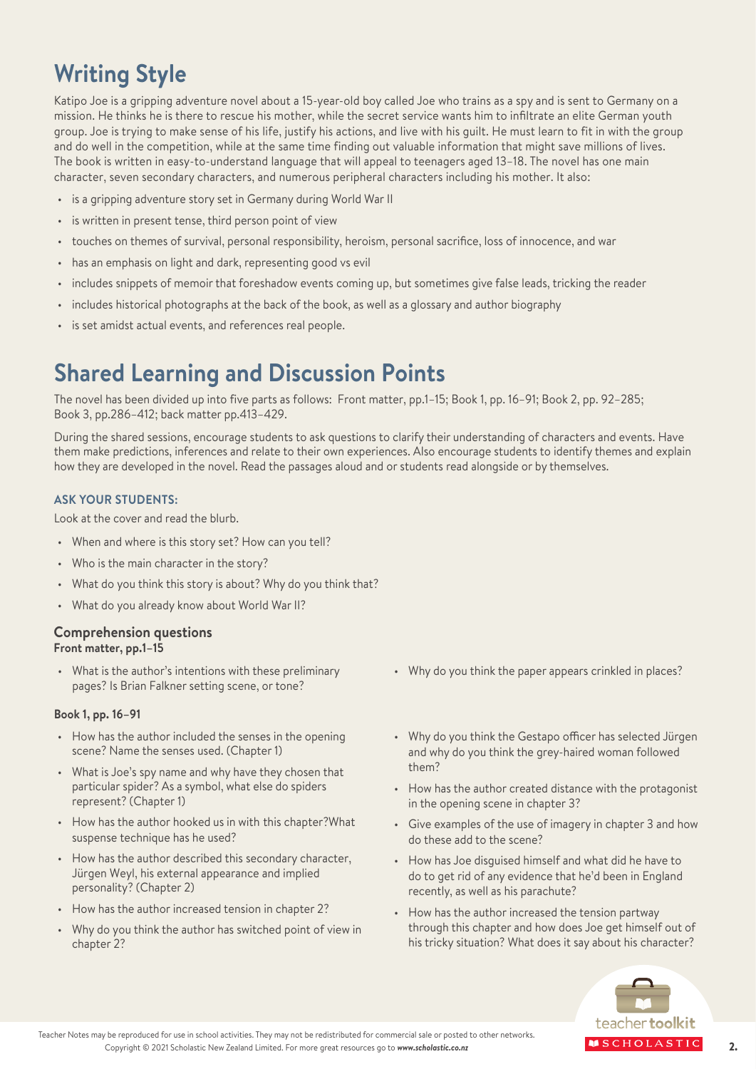# Writing Style

Katipo Joe is a gripping adventure novel about a 15-year-old boy called Joe who trains as a spy and is sent to Germany on a mission. He thinks he is there to rescue his mother, while the secret service wants him to infiltrate an elite German youth group. Joe is trying to make sense of his life, justify his actions, and live with his guilt. He must learn to fit in with the group and do well in the competition, while at the same time finding out valuable information that might save millions of lives. The book is written in easy-to-understand language that will appeal to teenagers aged 13–18. The novel has one main character, seven secondary characters, and numerous peripheral characters including his mother. It also:

- is a gripping adventure story set in Germany during World War II
- is written in present tense, third person point of view
- touches on themes of survival, personal responsibility, heroism, personal sacrifice, loss of innocence, and war
- has an emphasis on light and dark, representing good vs evil
- includes snippets of memoir that foreshadow events coming up, but sometimes give false leads, tricking the reader
- includes historical photographs at the back of the book, as well as a glossary and author biography
- is set amidst actual events, and references real people.

# Shared Learning and Discussion Points

The novel has been divided up into five parts as follows: Front matter, pp.1–15; Book 1, pp. 16–91; Book 2, pp. 92–285; Book 3, pp.286–412; back matter pp.413–429.

During the shared sessions, encourage students to ask questions to clarify their understanding of characters and events. Have them make predictions, inferences and relate to their own experiences. Also encourage students to identify themes and explain how they are developed in the novel. Read the passages aloud and or students read alongside or by themselves.

### ASK YOUR STUDENTS:

Look at the cover and read the blurb.

- When and where is this story set? How can you tell?
- Who is the main character in the story?
- What do you think this story is about? Why do you think that?
- What do you already know about World War II?

## Comprehension questions

**Front matter, pp.1–15**

- What is the author's intentions with these preliminary pages? Is Brian Falkner setting scene, or tone?
- Why do you think the paper appears crinkled in places?

**Book 1, pp. 16–91**

- How has the author included the senses in the opening scene? Name the senses used. (Chapter 1)
- What is Joe's spy name and why have they chosen that particular spider? As a symbol, what else do spiders represent? (Chapter 1)
- How has the author hooked us in with this chapter?What suspense technique has he used?
- How has the author described this secondary character, Jürgen Weyl, his external appearance and implied personality? (Chapter 2)
- How has the author increased tension in chapter 2?
- Why do you think the author has switched point of view in chapter 2?
- Why do you think the Gestapo officer has selected Jürgen and why do you think the grey-haired woman followed them?
- How has the author created distance with the protagonist in the opening scene in chapter 3?
- Give examples of the use of imagery in chapter 3 and how do these add to the scene?
- How has Joe disguised himself and what did he have to do to get rid of any evidence that he'd been in England recently, as well as his parachute?
- How has the author increased the tension partway through this chapter and how does Joe get himself out of his tricky situation? What does it say about his character?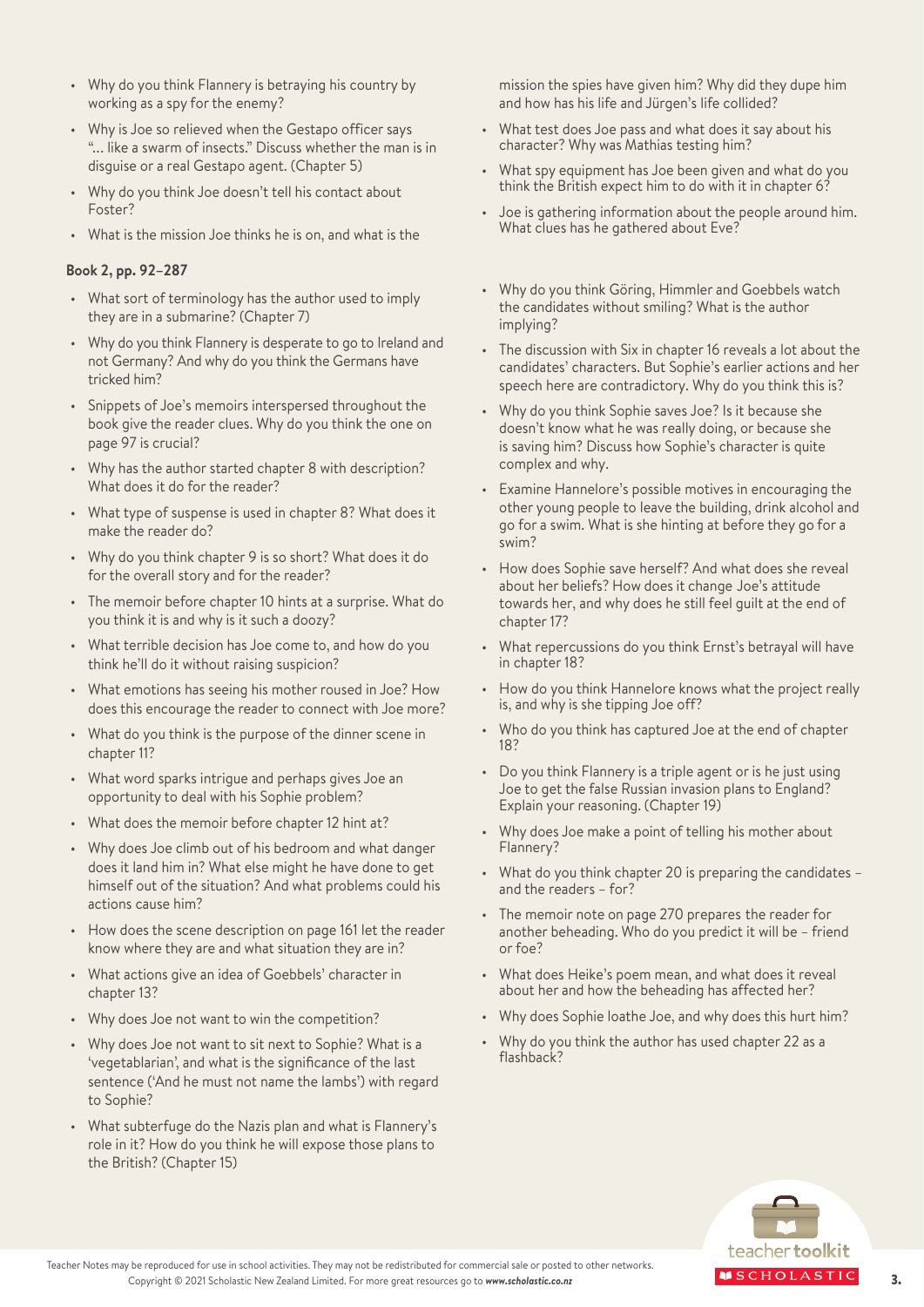- Why do you think Flannery is betraying his country by working as a spy for the enemy?
- Why is Joe so relieved when the Gestapo officer says "... like a swarm of insects." Discuss whether the man is in disguise or a real Gestapo agent. (Chapter 5)
- Why do you think Joe doesn't tell his contact about Foster?
- What is the mission Joe thinks he is on, and what is the mission the spies have given him? Why did they dupe him and how has his life and Jürgen's life collided?
- What test does Joe pass and what does it say about his character? Why was Mathias testing him?
- What spy equipment has Joe been given and what do you think the British expect him to do with it in chapter 6?
- Joe is gathering information about the people around him. What clues has he gathered about Eve?

**Book 2, pp. 92–287**

- What sort of terminology has the author used to imply they are in a submarine? (Chapter 7)
- Why do you think Flannery is desperate to go to Ireland and not Germany? And why do you think the Germans have tricked him?
- Snippets of Joe's memoirs interspersed throughout the book give the reader clues. Why do you think the one on page 97 is crucial?
- Why has the author started chapter 8 with description? What does it do for the reader?
- What type of suspense is used in chapter 8? What does it make the reader do?
- Why do you think chapter 9 is so short? What does it do for the overall story and for the reader?
- The memoir before chapter 10 hints at a surprise. What do you think it is and why is it such a doozy?
- What terrible decision has Joe come to, and how do you think he'll do it without raising suspicion?
- What emotions has seeing his mother roused in Joe? How does this encourage the reader to connect with Joe more?
- What do you think is the purpose of the dinner scene in chapter 11?
- What word sparks intrigue and perhaps gives Joe an opportunity to deal with his Sophie problem?
- What does the memoir before chapter 12 hint at?
- Why does Joe climb out of his bedroom and what danger does it land him in? What else might he have done to get himself out of the situation? And what problems could his actions cause him?
- How does the scene description on page 161 let the reader know where they are and what situation they are in?
- What actions give an idea of Goebbels' character in chapter 13?
- Why does Joe not want to win the competition?
- Why does Joe not want to sit next to Sophie? What is a 'vegetablarian', and what is the significance of the last sentence ('And he must not name the lambs') with regard to Sophie?
- What subterfuge do the Nazis plan and what is Flannery's role in it? How do you think he will expose those plans to the British? (Chapter 15)
- Why do you think Göring, Himmler and Goebbels watch the candidates without smiling? What is the author implying?
- The discussion with Six in chapter 16 reveals a lot about the candidates' characters. But Sophie's earlier actions and her speech here are contradictory. Why do you think this is?
- Why do you think Sophie saves Joe? Is it because she doesn't know what he was really doing, or because she is saving him? Discuss how Sophie's character is quite complex and why.
- Examine Hannelore's possible motives in encouraging the other young people to leave the building, drink alcohol and go for a swim. What is she hinting at before they go for a swim?
- How does Sophie save herself? And what does she reveal about her beliefs? How does it change Joe's attitude towards her, and why does he still feel guilt at the end of chapter 17?
- What repercussions do you think Ernst's betrayal will have in chapter 18?
- How do you think Hannelore knows what the project really is, and why is she tipping Joe off?
- Who do you think has captured Joe at the end of chapter 18?
- Do you think Flannery is a triple agent or is he just using Joe to get the false Russian invasion plans to England? Explain your reasoning. (Chapter 19)
- Why does Joe make a point of telling his mother about Flannery?
- What do you think chapter 20 is preparing the candidates – and the readers – for?
- The memoir note on page 270 prepares the reader for another beheading. Who do you predict it will be – friend or foe?
- What does Heike's poem mean, and what does it reveal about her and how the beheading has affected her?
- Why does Sophie loathe Joe, and why does this hurt him?
- Why do you think the author has used chapter 22 as a flashback?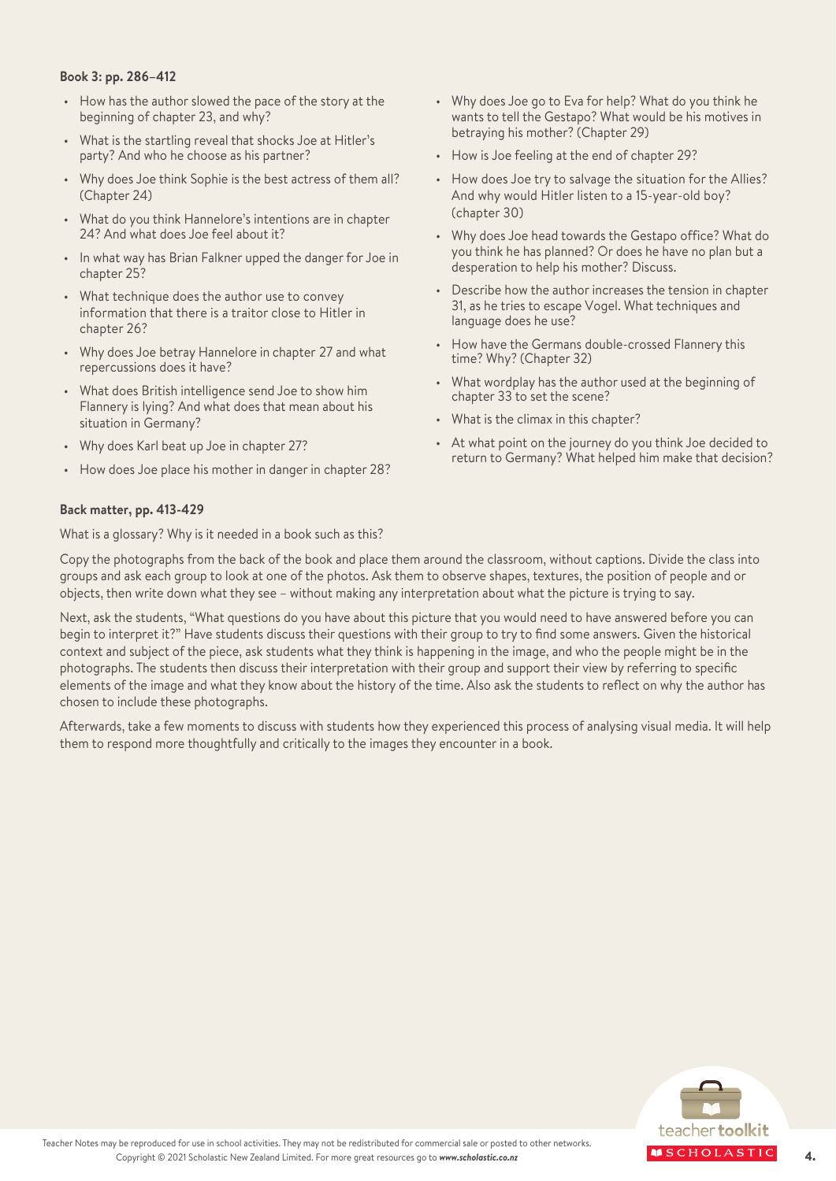**Book 3: pp. 286–412**

- How has the author slowed the pace of the story at the beginning of chapter 23, and why?
- What is the startling reveal that shocks Joe at Hitler's party? And who he choose as his partner?
- Why does Joe think Sophie is the best actress of them all? (Chapter 24)
- What do you think Hannelore's intentions are in chapter 24? And what does Joe feel about it?
- In what way has Brian Falkner upped the danger for Joe in chapter 25?
- What technique does the author use to convey information that there is a traitor close to Hitler in chapter 26?
- Why does Joe betray Hannelore in chapter 27 and what repercussions does it have?
- What does British intelligence send Joe to show him Flannery is lying? And what does that mean about his situation in Germany?
- Why does Karl beat up Joe in chapter 27?
- How does Joe place his mother in danger in chapter 28?
- Why does Joe go to Eva for help? What do you think he wants to tell the Gestapo? What would be his motives in betraying his mother? (Chapter 29)
- How is Joe feeling at the end of chapter 29?
- How does Joe try to salvage the situation for the Allies? And why would Hitler listen to a 15-year-old boy? (chapter 30)
- Why does Joe head towards the Gestapo office? What do you think he has planned? Or does he have no plan but a desperation to help his mother? Discuss.
- Describe how the author increases the tension in chapter 31, as he tries to escape Vogel. What techniques and language does he use?
- How have the Germans double-crossed Flannery this time? Why? (Chapter 32)
- What wordplay has the author used at the beginning of chapter 33 to set the scene?
- What is the climax in this chapter?
- At what point on the journey do you think Joe decided to return to Germany? What helped him make that decision?

**Back matter, pp. 413-429**

What is a glossary? Why is it needed in a book such as this?

Copy the photographs from the back of the book and place them around the classroom, without captions. Divide the class into groups and ask each group to look at one of the photos. Ask them to observe shapes, textures, the position of people and or objects, then write down what they see – without making any interpretation about what the picture is trying to say.

Next, ask the students, "What questions do you have about this picture that you would need to have answered before you can begin to interpret it?" Have students discuss their questions with their group to try to find some answers. Given the historical context and subject of the piece, ask students what they think is happening in the image, and who the people might be in the photographs. The students then discuss their interpretation with their group and support their view by referring to specific elements of the image and what they know about the history of the time. Also ask the students to reflect on why the author has chosen to include these photographs.

Afterwards, take a few moments to discuss with students how they experienced this process of analysing visual media. It will help them to respond more thoughtfully and critically to the images they encounter in a book.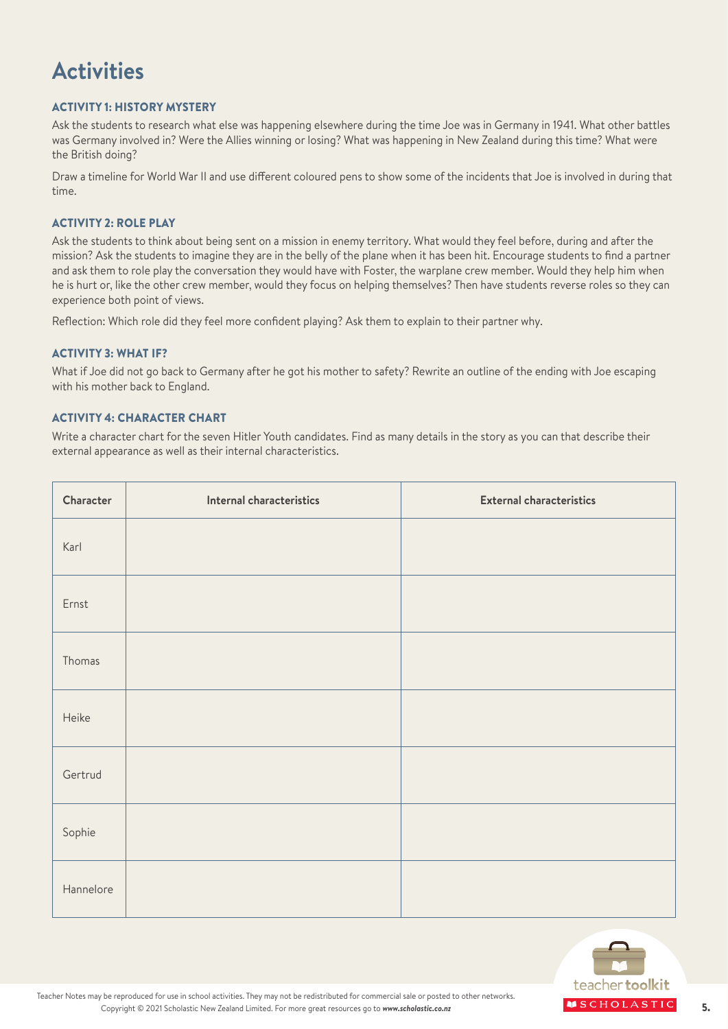# Activities

### ACTIVITY 1: HISTORY MYSTERY

Ask the students to research what else was happening elsewhere during the time Joe was in Germany in 1941. What other battles was Germany involved in? Were the Allies winning or losing? What was happening in New Zealand during this time? What were the British doing?

Draw a timeline for World War II and use different coloured pens to show some of the incidents that Joe is involved in during that time.

### ACTIVITY 2: ROLE PLAY

Ask the students to think about being sent on a mission in enemy territory. What would they feel before, during and after the mission? Ask the students to imagine they are in the belly of the plane when it has been hit. Encourage students to find a partner and ask them to role play the conversation they would have with Foster, the warplane crew member. Would they help him when he is hurt or, like the other crew member, would they focus on helping themselves? Then have students reverse roles so they can experience both point of views.

Reflection: Which role did they feel more confident playing? Ask them to explain to their partner why.

### ACTIVITY 3: WHAT IF?

What if Joe did not go back to Germany after he got his mother to safety? Rewrite an outline of the ending with Joe escaping with his mother back to England.

### ACTIVITY 4: CHARACTER CHART

Write a character chart for the seven Hitler Youth candidates. Find as many details in the story as you can that describe their external appearance as well as their internal characteristics.

| Character | Internal characteristics | External characteristics |
|---|---|---|
| Karl | | |
| Ernst | | |
| Thomas | | |
| Heike | | |
| Gertrud | | |
| Sophie | | |
| Hannelore | | |

Teacher Notes may be reproduced for use in school activities. They may not be redistributed for commercial sale or posted to other networks.
Copyright © 2021 Scholastic New Zealand Limited. For more great resources go to *www.scholastic.co.nz*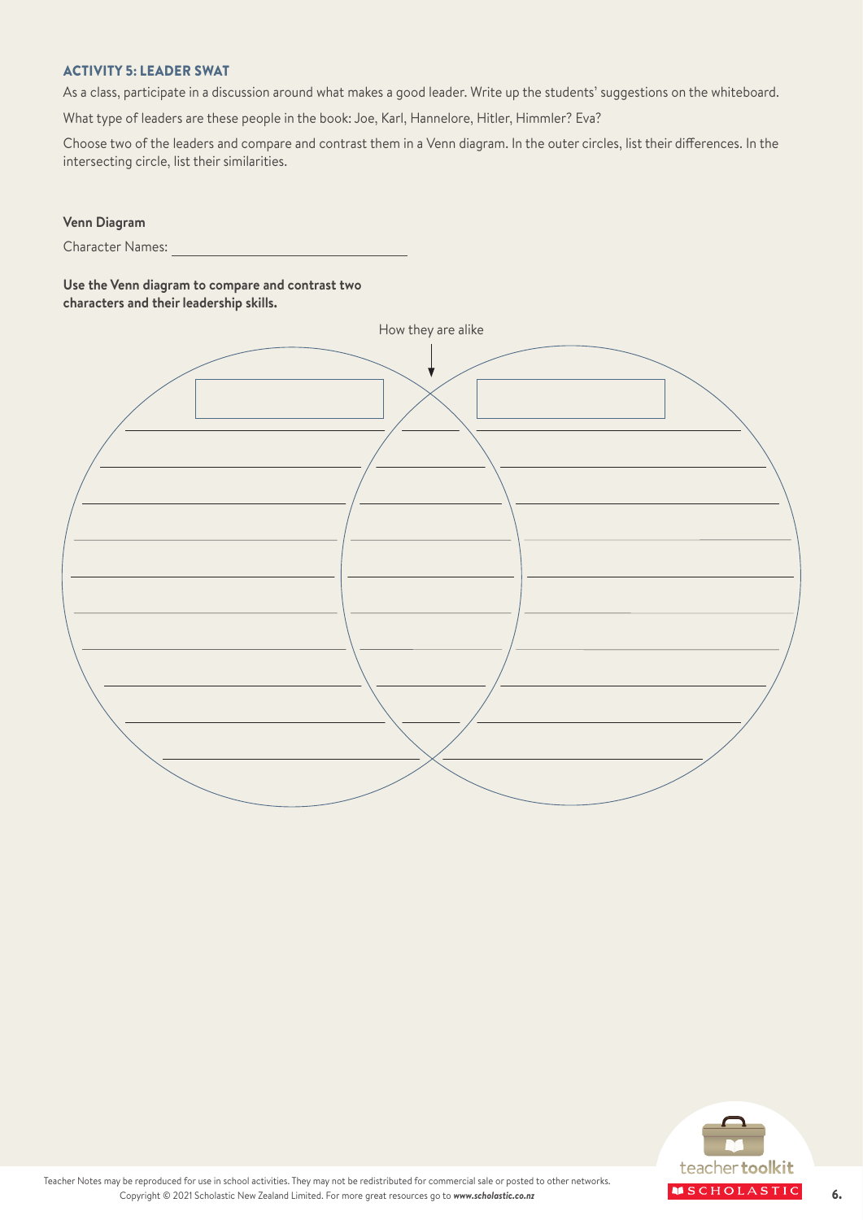### ACTIVITY 5: LEADER SWAT

As a class, participate in a discussion around what makes a good leader. Write up the students' suggestions on the whiteboard.

What type of leaders are these people in the book: Joe, Karl, Hannelore, Hitler, Himmler? Eva?

Choose two of the leaders and compare and contrast them in a Venn diagram. In the outer circles, list their differences. In the intersecting circle, list their similarities.

**Venn Diagram**

Character Names: ______________________________

**Use the Venn diagram to compare and contrast two characters and their leadership skills.**

How they are alike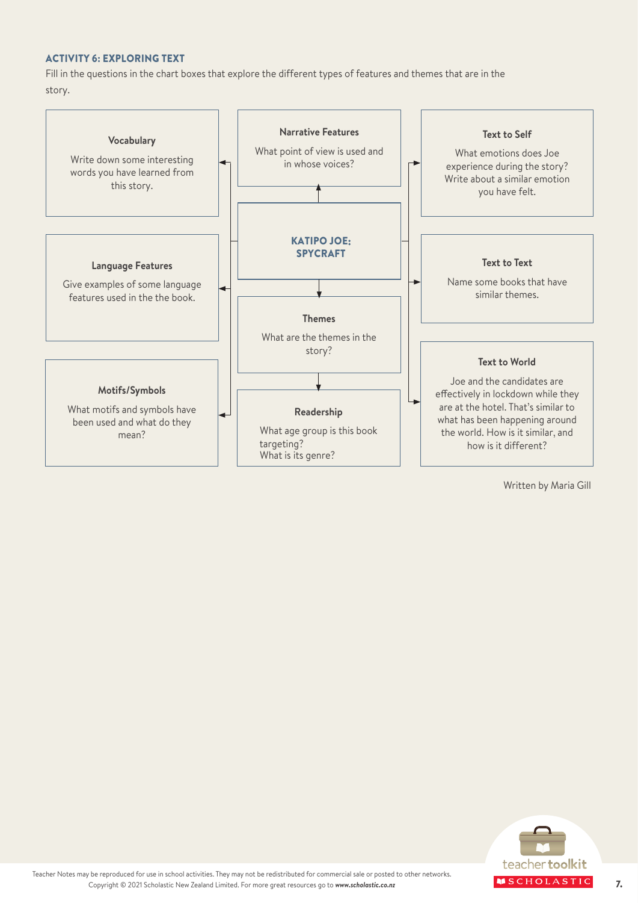### ACTIVITY 6: EXPLORING TEXT

Fill in the questions in the chart boxes that explore the different types of features and themes that are in the story.

**KATIPO JOE: SPYCRAFT**

**Vocabulary**

Write down some interesting words you have learned from this story.

**Language Features**

Give examples of some language features used in the the book.

**Motifs/Symbols**

What motifs and symbols have been used and what do they mean?

**Narrative Features**

What point of view is used and in whose voices?

**Themes**

What are the themes in the story?

**Readership**

What age group is this book targeting?
What is its genre?

**Text to Self**

What emotions does Joe experience during the story? Write about a similar emotion you have felt.

**Text to Text**

Name some books that have similar themes.

**Text to World**

Joe and the candidates are effectively in lockdown while they are at the hotel. That's similar to what has been happening around the world. How is it similar, and how is it different?

Written by Maria Gill

Teacher Notes may be reproduced for use in school activities. They may not be redistributed for commercial sale or posted to other networks.
Copyright © 2021 Scholastic New Zealand Limited. For more great resources go to *www.scholastic.co.nz*